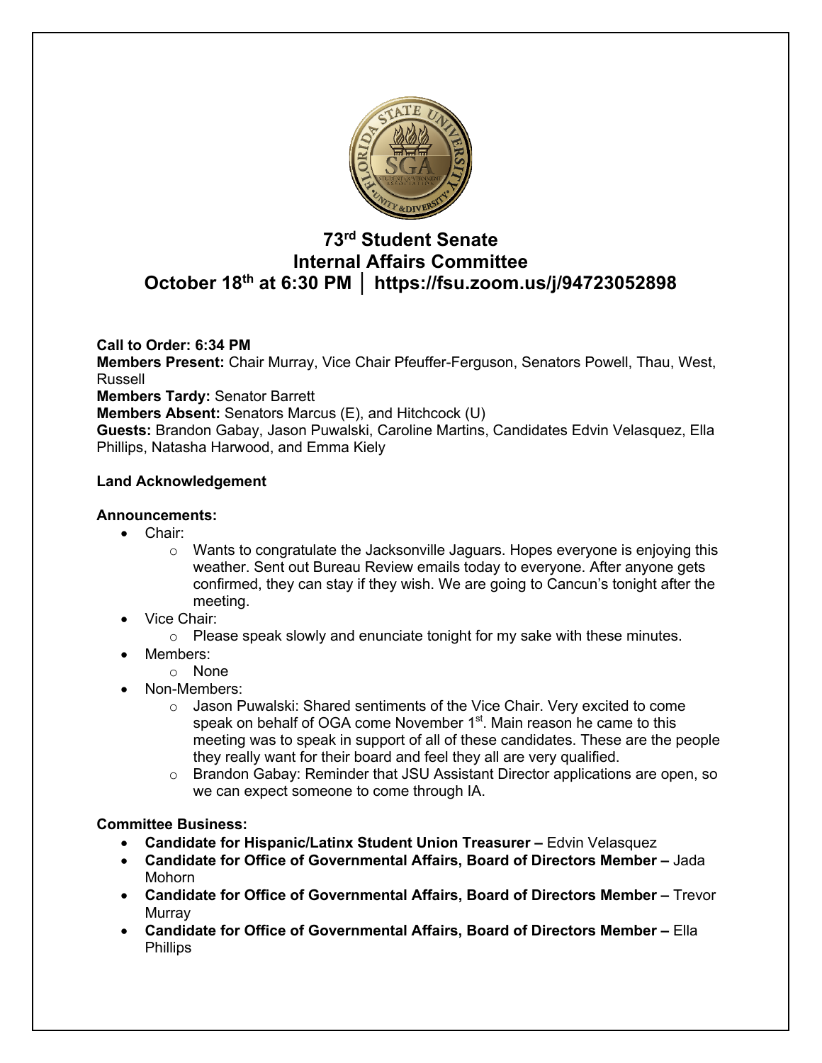# 73rd Student Senate
# Internal Affairs Committee
# October 18th at 6:30 PM │ https://fsu.zoom.us/j/94723052898

**Call to Order: 6:34 PM**
**Members Present:** Chair Murray, Vice Chair Pfeuffer-Ferguson, Senators Powell, Thau, West, Russell
**Members Tardy:** Senator Barrett
**Members Absent:** Senators Marcus (E), and Hitchcock (U)
**Guests:** Brandon Gabay, Jason Puwalski, Caroline Martins, Candidates Edvin Velasquez, Ella Phillips, Natasha Harwood, and Emma Kiely

**Land Acknowledgement**

**Announcements:**

- Chair:
  - Wants to congratulate the Jacksonville Jaguars. Hopes everyone is enjoying this weather. Sent out Bureau Review emails today to everyone. After anyone gets confirmed, they can stay if they wish. We are going to Cancun's tonight after the meeting.
- Vice Chair:
  - Please speak slowly and enunciate tonight for my sake with these minutes.
- Members:
  - None
- Non-Members:
  - Jason Puwalski: Shared sentiments of the Vice Chair. Very excited to come speak on behalf of OGA come November 1st. Main reason he came to this meeting was to speak in support of all of these candidates. These are the people they really want for their board and feel they all are very qualified.
  - Brandon Gabay: Reminder that JSU Assistant Director applications are open, so we can expect someone to come through IA.

**Committee Business:**

- **Candidate for Hispanic/Latinx Student Union Treasurer –** Edvin Velasquez
- **Candidate for Office of Governmental Affairs, Board of Directors Member –** Jada Mohorn
- **Candidate for Office of Governmental Affairs, Board of Directors Member –** Trevor Murray
- **Candidate for Office of Governmental Affairs, Board of Directors Member –** Ella Phillips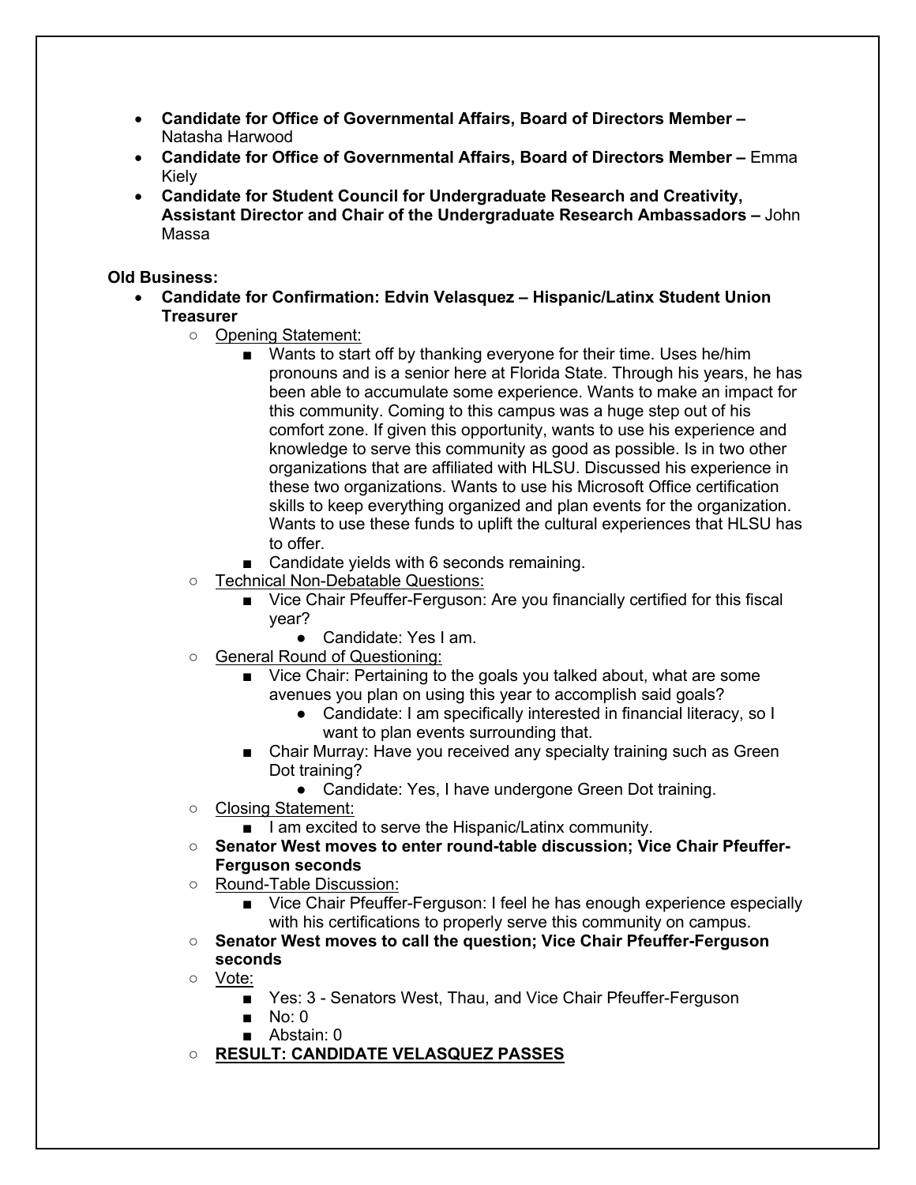- **Candidate for Office of Governmental Affairs, Board of Directors Member –** Natasha Harwood
- **Candidate for Office of Governmental Affairs, Board of Directors Member –** Emma Kiely
- **Candidate for Student Council for Undergraduate Research and Creativity, Assistant Director and Chair of the Undergraduate Research Ambassadors –** John Massa

**Old Business:**

- **Candidate for Confirmation: Edvin Velasquez – Hispanic/Latinx Student Union Treasurer**
  - Opening Statement:
    - Wants to start off by thanking everyone for their time. Uses he/him pronouns and is a senior here at Florida State. Through his years, he has been able to accumulate some experience. Wants to make an impact for this community. Coming to this campus was a huge step out of his comfort zone. If given this opportunity, wants to use his experience and knowledge to serve this community as good as possible. Is in two other organizations that are affiliated with HLSU. Discussed his experience in these two organizations. Wants to use his Microsoft Office certification skills to keep everything organized and plan events for the organization. Wants to use these funds to uplift the cultural experiences that HLSU has to offer.
    - Candidate yields with 6 seconds remaining.
  - Technical Non-Debatable Questions:
    - Vice Chair Pfeuffer-Ferguson: Are you financially certified for this fiscal year?
      - Candidate: Yes I am.
  - General Round of Questioning:
    - Vice Chair: Pertaining to the goals you talked about, what are some avenues you plan on using this year to accomplish said goals?
      - Candidate: I am specifically interested in financial literacy, so I want to plan events surrounding that.
    - Chair Murray: Have you received any specialty training such as Green Dot training?
      - Candidate: Yes, I have undergone Green Dot training.
  - Closing Statement:
    - I am excited to serve the Hispanic/Latinx community.
  - **Senator West moves to enter round-table discussion; Vice Chair Pfeuffer-Ferguson seconds**
  - Round-Table Discussion:
    - Vice Chair Pfeuffer-Ferguson: I feel he has enough experience especially with his certifications to properly serve this community on campus.
  - **Senator West moves to call the question; Vice Chair Pfeuffer-Ferguson seconds**
  - Vote:
    - Yes: 3 - Senators West, Thau, and Vice Chair Pfeuffer-Ferguson
    - No: 0
    - Abstain: 0
  - **RESULT: CANDIDATE VELASQUEZ PASSES**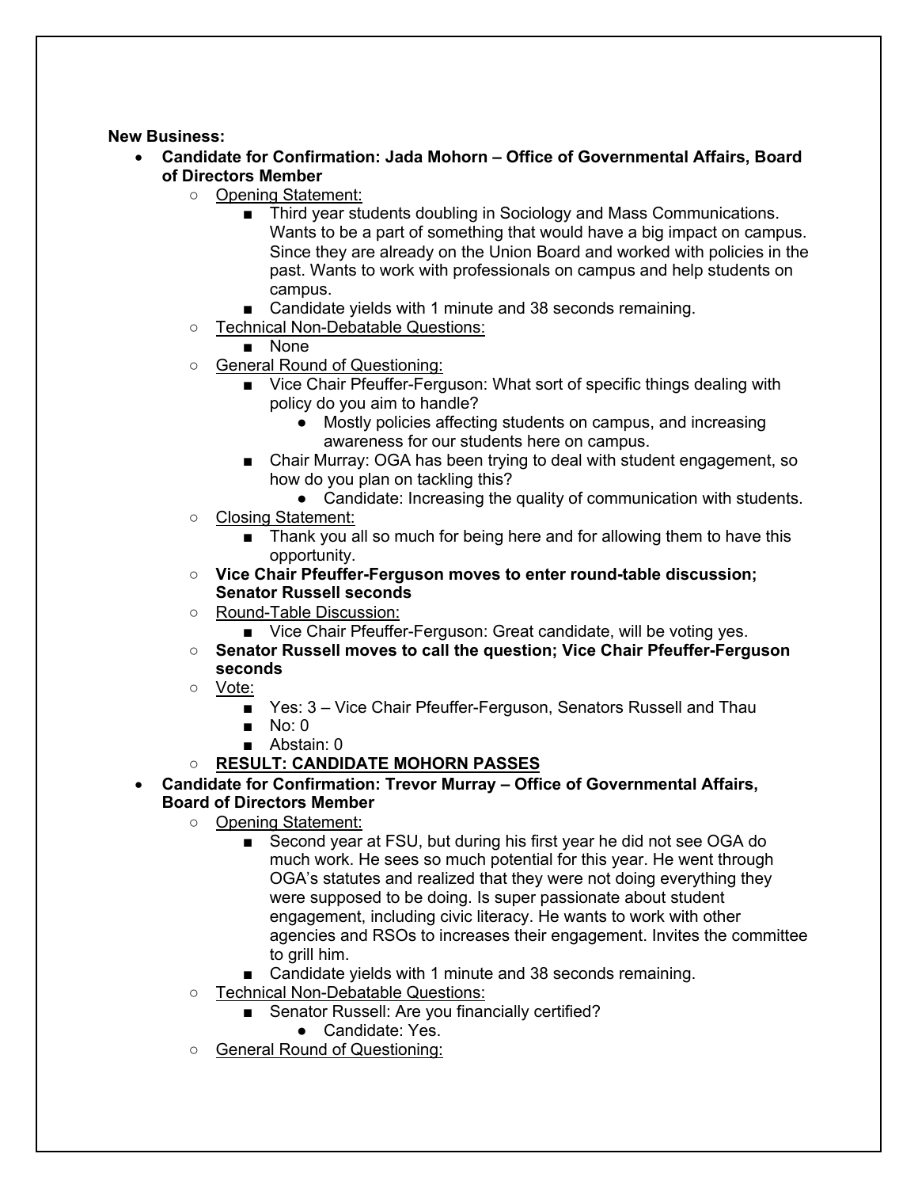**New Business:**

- **Candidate for Confirmation: Jada Mohorn – Office of Governmental Affairs, Board of Directors Member**
  - Opening Statement:
    - Third year students doubling in Sociology and Mass Communications. Wants to be a part of something that would have a big impact on campus. Since they are already on the Union Board and worked with policies in the past. Wants to work with professionals on campus and help students on campus.
    - Candidate yields with 1 minute and 38 seconds remaining.
  - Technical Non-Debatable Questions:
    - None
  - General Round of Questioning:
    - Vice Chair Pfeuffer-Ferguson: What sort of specific things dealing with policy do you aim to handle?
      - Mostly policies affecting students on campus, and increasing awareness for our students here on campus.
    - Chair Murray: OGA has been trying to deal with student engagement, so how do you plan on tackling this?
      - Candidate: Increasing the quality of communication with students.
  - Closing Statement:
    - Thank you all so much for being here and for allowing them to have this opportunity.
  - **Vice Chair Pfeuffer-Ferguson moves to enter round-table discussion; Senator Russell seconds**
  - Round-Table Discussion:
    - Vice Chair Pfeuffer-Ferguson: Great candidate, will be voting yes.
  - **Senator Russell moves to call the question; Vice Chair Pfeuffer-Ferguson seconds**
  - Vote:
    - Yes: 3 – Vice Chair Pfeuffer-Ferguson, Senators Russell and Thau
    - No: 0
    - Abstain: 0
  - **RESULT: CANDIDATE MOHORN PASSES**
- **Candidate for Confirmation: Trevor Murray – Office of Governmental Affairs, Board of Directors Member**
  - Opening Statement:
    - Second year at FSU, but during his first year he did not see OGA do much work. He sees so much potential for this year. He went through OGA's statutes and realized that they were not doing everything they were supposed to be doing. Is super passionate about student engagement, including civic literacy. He wants to work with other agencies and RSOs to increases their engagement. Invites the committee to grill him.
    - Candidate yields with 1 minute and 38 seconds remaining.
  - Technical Non-Debatable Questions:
    - Senator Russell: Are you financially certified?
      - Candidate: Yes.
  - General Round of Questioning: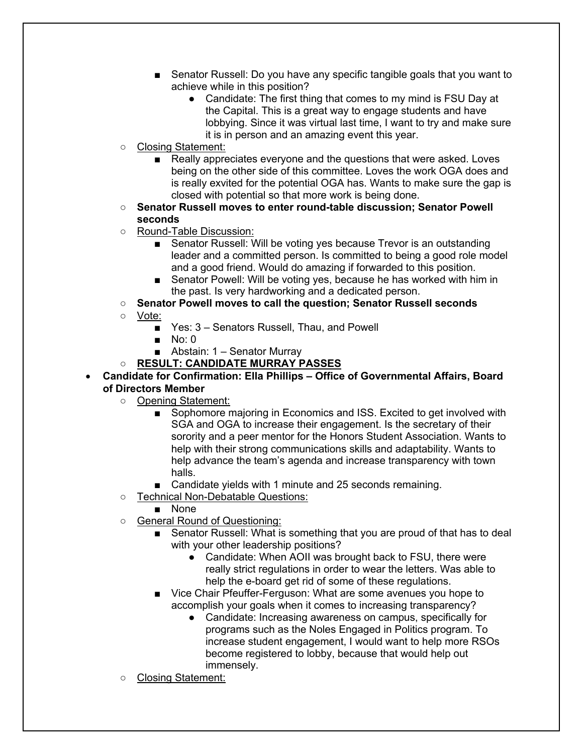- Senator Russell: Do you have any specific tangible goals that you want to achieve while in this position?
  - Candidate: The first thing that comes to my mind is FSU Day at the Capital. This is a great way to engage students and have lobbying. Since it was virtual last time, I want to try and make sure it is in person and an amazing event this year.
- Closing Statement:
  - Really appreciates everyone and the questions that were asked. Loves being on the other side of this committee. Loves the work OGA does and is really exvited for the potential OGA has. Wants to make sure the gap is closed with potential so that more work is being done.
- **Senator Russell moves to enter round-table discussion; Senator Powell seconds**
- Round-Table Discussion:
  - Senator Russell: Will be voting yes because Trevor is an outstanding leader and a committed person. Is committed to being a good role model and a good friend. Would do amazing if forwarded to this position.
  - Senator Powell: Will be voting yes, because he has worked with him in the past. Is very hardworking and a dedicated person.
- **Senator Powell moves to call the question; Senator Russell seconds**
- Vote:
  - Yes: 3 – Senators Russell, Thau, and Powell
  - No: 0
  - Abstain: 1 – Senator Murray
- **RESULT: CANDIDATE MURRAY PASSES**

- **Candidate for Confirmation: Ella Phillips – Office of Governmental Affairs, Board of Directors Member**
  - Opening Statement:
    - Sophomore majoring in Economics and ISS. Excited to get involved with SGA and OGA to increase their engagement. Is the secretary of their sorority and a peer mentor for the Honors Student Association. Wants to help with their strong communications skills and adaptability. Wants to help advance the team's agenda and increase transparency with town halls.
    - Candidate yields with 1 minute and 25 seconds remaining.
  - Technical Non-Debatable Questions:
    - None
  - General Round of Questioning:
    - Senator Russell: What is something that you are proud of that has to deal with your other leadership positions?
      - Candidate: When AOII was brought back to FSU, there were really strict regulations in order to wear the letters. Was able to help the e-board get rid of some of these regulations.
    - Vice Chair Pfeuffer-Ferguson: What are some avenues you hope to accomplish your goals when it comes to increasing transparency?
      - Candidate: Increasing awareness on campus, specifically for programs such as the Noles Engaged in Politics program. To increase student engagement, I would want to help more RSOs become registered to lobby, because that would help out immensely.
  - Closing Statement: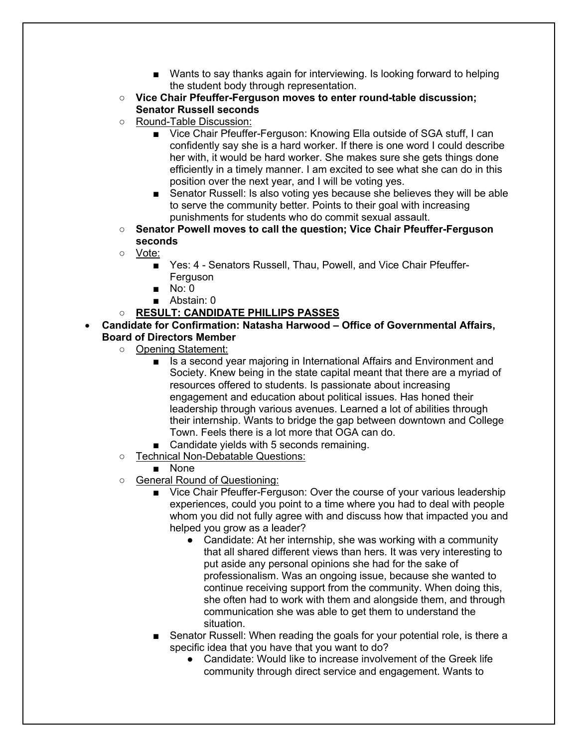- Wants to say thanks again for interviewing. Is looking forward to helping the student body through representation.
    - **Vice Chair Pfeuffer-Ferguson moves to enter round-table discussion; Senator Russell seconds**
    - Round-Table Discussion:
        - Vice Chair Pfeuffer-Ferguson: Knowing Ella outside of SGA stuff, I can confidently say she is a hard worker. If there is one word I could describe her with, it would be hard worker. She makes sure she gets things done efficiently in a timely manner. I am excited to see what she can do in this position over the next year, and I will be voting yes.
        - Senator Russell: Is also voting yes because she believes they will be able to serve the community better. Points to their goal with increasing punishments for students who do commit sexual assault.
    - **Senator Powell moves to call the question; Vice Chair Pfeuffer-Ferguson seconds**
    - Vote:
        - Yes: 4 - Senators Russell, Thau, Powell, and Vice Chair Pfeuffer-Ferguson
        - No: 0
        - Abstain: 0
    - **RESULT: CANDIDATE PHILLIPS PASSES**
- **Candidate for Confirmation: Natasha Harwood – Office of Governmental Affairs, Board of Directors Member**
    - Opening Statement:
        - Is a second year majoring in International Affairs and Environment and Society. Knew being in the state capital meant that there are a myriad of resources offered to students. Is passionate about increasing engagement and education about political issues. Has honed their leadership through various avenues. Learned a lot of abilities through their internship. Wants to bridge the gap between downtown and College Town. Feels there is a lot more that OGA can do.
        - Candidate yields with 5 seconds remaining.
    - Technical Non-Debatable Questions:
        - None
    - General Round of Questioning:
        - Vice Chair Pfeuffer-Ferguson: Over the course of your various leadership experiences, could you point to a time where you had to deal with people whom you did not fully agree with and discuss how that impacted you and helped you grow as a leader?
            - Candidate: At her internship, she was working with a community that all shared different views than hers. It was very interesting to put aside any personal opinions she had for the sake of professionalism. Was an ongoing issue, because she wanted to continue receiving support from the community. When doing this, she often had to work with them and alongside them, and through communication she was able to get them to understand the situation.
        - Senator Russell: When reading the goals for your potential role, is there a specific idea that you have that you want to do?
            - Candidate: Would like to increase involvement of the Greek life community through direct service and engagement. Wants to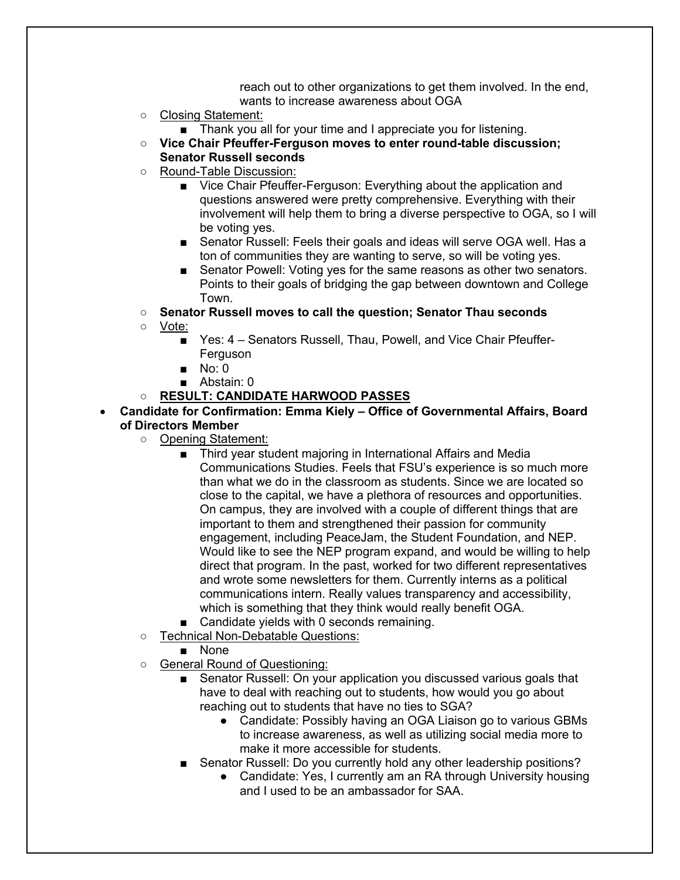- reach out to other organizations to get them involved. In the end, wants to increase awareness about OGA
  - Closing Statement:
    - Thank you all for your time and I appreciate you for listening.
  - **Vice Chair Pfeuffer-Ferguson moves to enter round-table discussion; Senator Russell seconds**
  - Round-Table Discussion:
    - Vice Chair Pfeuffer-Ferguson: Everything about the application and questions answered were pretty comprehensive. Everything with their involvement will help them to bring a diverse perspective to OGA, so I will be voting yes.
    - Senator Russell: Feels their goals and ideas will serve OGA well. Has a ton of communities they are wanting to serve, so will be voting yes.
    - Senator Powell: Voting yes for the same reasons as other two senators. Points to their goals of bridging the gap between downtown and College Town.
  - **Senator Russell moves to call the question; Senator Thau seconds**
  - Vote:
    - Yes: 4 – Senators Russell, Thau, Powell, and Vice Chair Pfeuffer-Ferguson
    - No: 0
    - Abstain: 0
  - **RESULT: CANDIDATE HARWOOD PASSES**
- **Candidate for Confirmation: Emma Kiely – Office of Governmental Affairs, Board of Directors Member**
  - Opening Statement:
    - Third year student majoring in International Affairs and Media Communications Studies. Feels that FSU's experience is so much more than what we do in the classroom as students. Since we are located so close to the capital, we have a plethora of resources and opportunities. On campus, they are involved with a couple of different things that are important to them and strengthened their passion for community engagement, including PeaceJam, the Student Foundation, and NEP. Would like to see the NEP program expand, and would be willing to help direct that program. In the past, worked for two different representatives and wrote some newsletters for them. Currently interns as a political communications intern. Really values transparency and accessibility, which is something that they think would really benefit OGA.
    - Candidate yields with 0 seconds remaining.
  - Technical Non-Debatable Questions:
    - None
  - General Round of Questioning:
    - Senator Russell: On your application you discussed various goals that have to deal with reaching out to students, how would you go about reaching out to students that have no ties to SGA?
      - Candidate: Possibly having an OGA Liaison go to various GBMs to increase awareness, as well as utilizing social media more to make it more accessible for students.
    - Senator Russell: Do you currently hold any other leadership positions?
      - Candidate: Yes, I currently am an RA through University housing and I used to be an ambassador for SAA.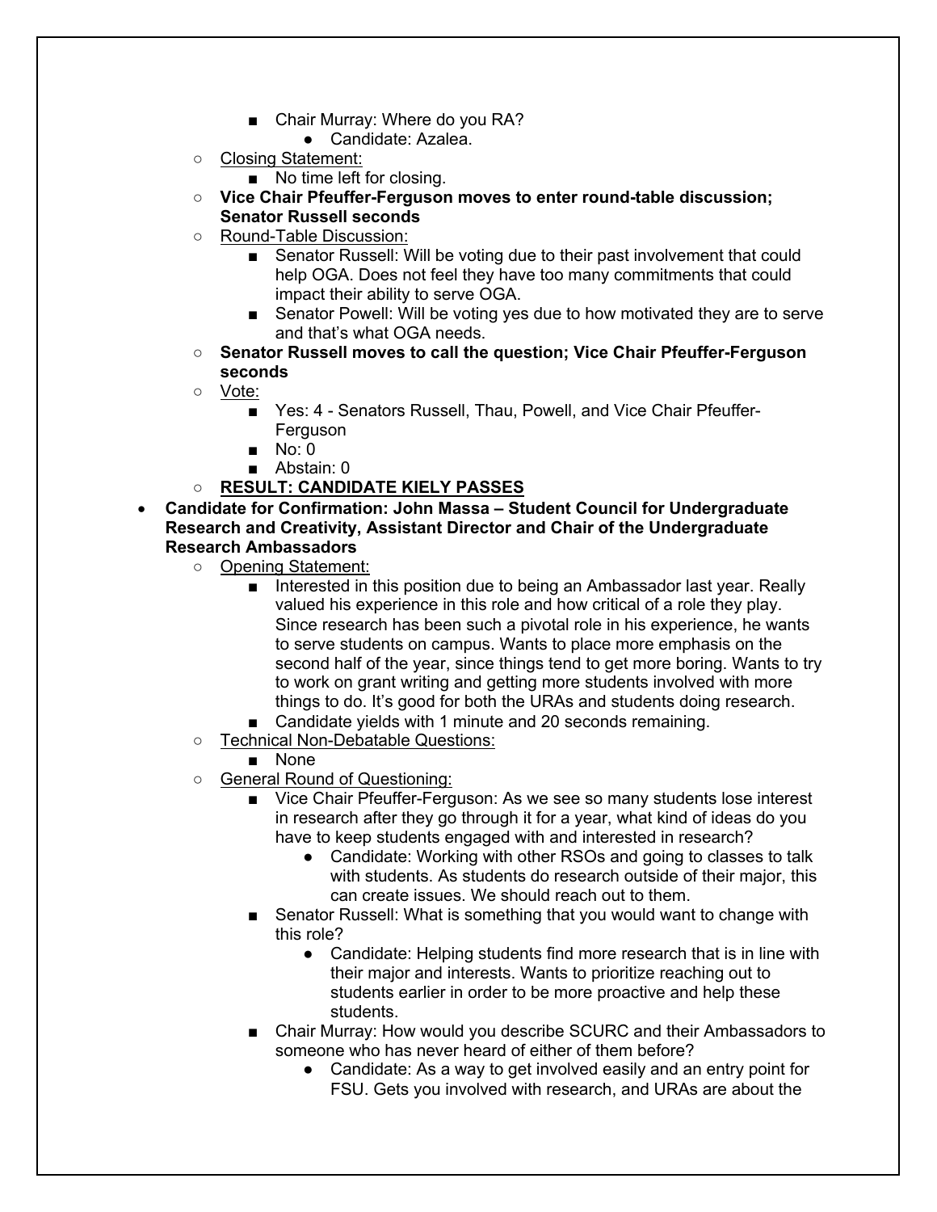- Chair Murray: Where do you RA?
            - Candidate: Azalea.
    - Closing Statement:
        - No time left for closing.
    - **Vice Chair Pfeuffer-Ferguson moves to enter round-table discussion; Senator Russell seconds**
    - Round-Table Discussion:
        - Senator Russell: Will be voting due to their past involvement that could help OGA. Does not feel they have too many commitments that could impact their ability to serve OGA.
        - Senator Powell: Will be voting yes due to how motivated they are to serve and that's what OGA needs.
    - **Senator Russell moves to call the question; Vice Chair Pfeuffer-Ferguson seconds**
    - Vote:
        - Yes: 4 - Senators Russell, Thau, Powell, and Vice Chair Pfeuffer-Ferguson
        - No: 0
        - Abstain: 0
    - **RESULT: CANDIDATE KIELY PASSES**
- **Candidate for Confirmation: John Massa – Student Council for Undergraduate Research and Creativity, Assistant Director and Chair of the Undergraduate Research Ambassadors**
    - Opening Statement:
        - Interested in this position due to being an Ambassador last year. Really valued his experience in this role and how critical of a role they play. Since research has been such a pivotal role in his experience, he wants to serve students on campus. Wants to place more emphasis on the second half of the year, since things tend to get more boring. Wants to try to work on grant writing and getting more students involved with more things to do. It's good for both the URAs and students doing research.
        - Candidate yields with 1 minute and 20 seconds remaining.
    - Technical Non-Debatable Questions:
        - None
    - General Round of Questioning:
        - Vice Chair Pfeuffer-Ferguson: As we see so many students lose interest in research after they go through it for a year, what kind of ideas do you have to keep students engaged with and interested in research?
            - Candidate: Working with other RSOs and going to classes to talk with students. As students do research outside of their major, this can create issues. We should reach out to them.
        - Senator Russell: What is something that you would want to change with this role?
            - Candidate: Helping students find more research that is in line with their major and interests. Wants to prioritize reaching out to students earlier in order to be more proactive and help these students.
        - Chair Murray: How would you describe SCURC and their Ambassadors to someone who has never heard of either of them before?
            - Candidate: As a way to get involved easily and an entry point for FSU. Gets you involved with research, and URAs are about the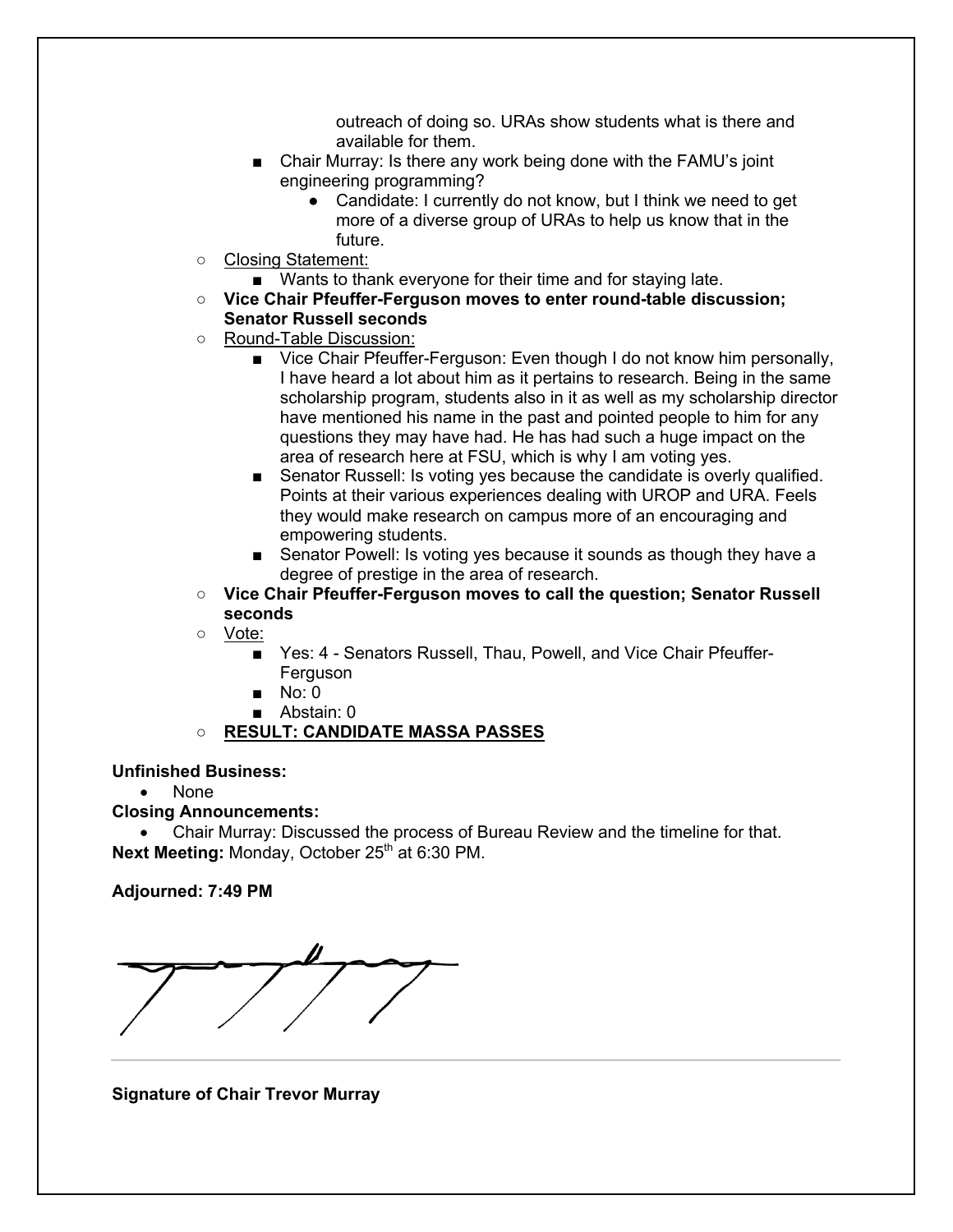outreach of doing so. URAs show students what is there and available for them.

- Chair Murray: Is there any work being done with the FAMU's joint engineering programming?
  - Candidate: I currently do not know, but I think we need to get more of a diverse group of URAs to help us know that in the future.

- Closing Statement:
  - Wants to thank everyone for their time and for staying late.
- **Vice Chair Pfeuffer-Ferguson moves to enter round-table discussion; Senator Russell seconds**
- Round-Table Discussion:
  - Vice Chair Pfeuffer-Ferguson: Even though I do not know him personally, I have heard a lot about him as it pertains to research. Being in the same scholarship program, students also in it as well as my scholarship director have mentioned his name in the past and pointed people to him for any questions they may have had. He has had such a huge impact on the area of research here at FSU, which is why I am voting yes.
  - Senator Russell: Is voting yes because the candidate is overly qualified. Points at their various experiences dealing with UROP and URA. Feels they would make research on campus more of an encouraging and empowering students.
  - Senator Powell: Is voting yes because it sounds as though they have a degree of prestige in the area of research.
- **Vice Chair Pfeuffer-Ferguson moves to call the question; Senator Russell seconds**
- Vote:
  - Yes: 4 - Senators Russell, Thau, Powell, and Vice Chair Pfeuffer-Ferguson
  - No: 0
  - Abstain: 0
- **RESULT: CANDIDATE MASSA PASSES**

**Unfinished Business:**

- None

**Closing Announcements:**

- Chair Murray: Discussed the process of Bureau Review and the timeline for that.

**Next Meeting:** Monday, October 25th at 6:30 PM.

**Adjourned: 7:49 PM**

---

**Signature of Chair Trevor Murray**